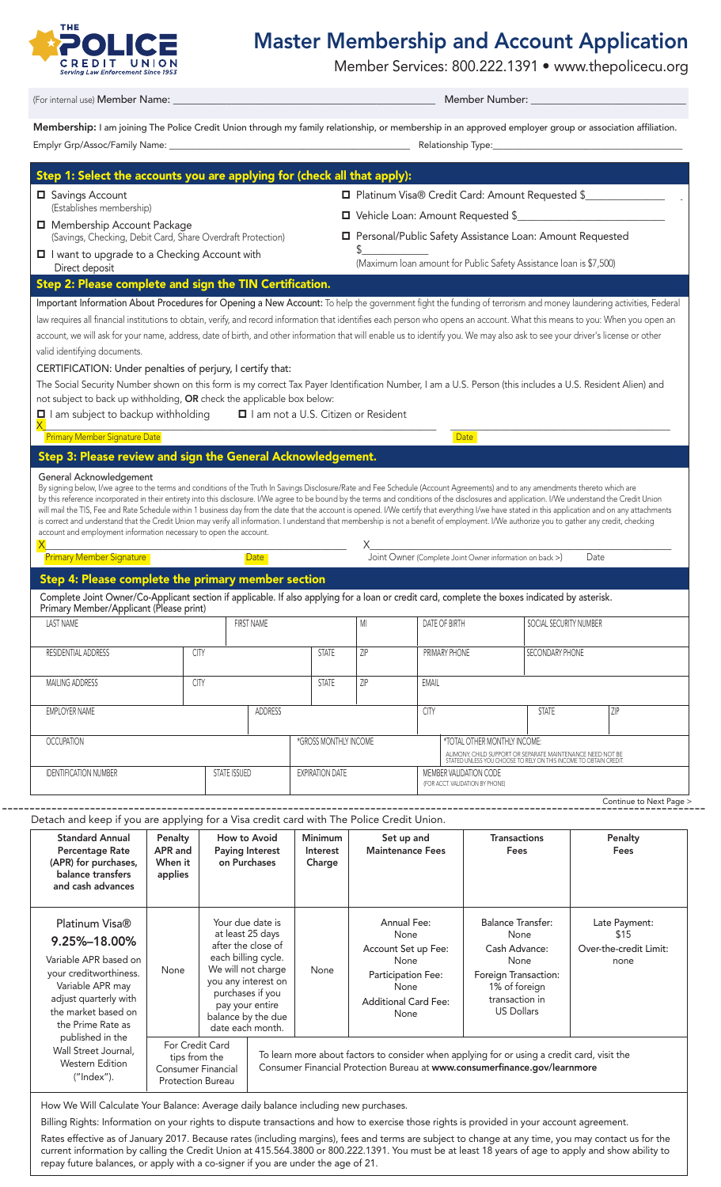# Master Membership and Account Application

Member Services: 800.222.1391 • www.thepolicecu.org

(For internal use) **Member Name:** ______________________ Member Number: ______________________

**Membership:** I am joining The Police Credit Union through my family relationship, or membership in an approved employer group or association affiliation.

Emplyr Grp/Assoc/Family Name: ______________________ Relationship Type: ______________________

## Step 1: Select the accounts you are applying for (check all that apply):

- ☐ Savings Account (Establishes membership)
- ☐ Membership Account Package (Savings, Checking, Debit Card, Share Overdraft Protection)
- ☐ I want to upgrade to a Checking Account with Direct deposit
- ☐ Platinum Visa® Credit Card: Amount Requested $__________
- ☐ Vehicle Loan: Amount Requested $__________
- ☐ Personal/Public Safety Assistance Loan: Amount Requested $__________ (Maximum loan amount for Public Safety Assistance loan is $7,500)

## Step 2: Please complete and sign the TIN Certification.

Important Information About Procedures for Opening a New Account: To help the government fight the funding of terrorism and money laundering activities, Federal law requires all financial institutions to obtain, verify, and record information that identifies each person who opens an account. What this means to you: When you open an account, we will ask for your name, address, date of birth, and other information that will enable us to identify you. We may also ask to see your driver's license or other valid identifying documents.

CERTIFICATION: Under penalties of perjury, I certify that:

The Social Security Number shown on this form is my correct Tax Payer Identification Number, I am a U.S. Person (this includes a U.S. Resident Alien) and not subject to back up withholding, **OR** check the applicable box below:

☐ I am subject to backup withholding ☐ I am not a U.S. Citizen or Resident

X______________________________________ ______________________

Primary Member Signature Date Date

## Step 3: Please review and sign the General Acknowledgement.

General Acknowledgement

By signing below, I/we agree to the terms and conditions of the Truth In Savings Disclosure/Rate and Fee Schedule (Account Agreements) and to any amendments thereto which are by this reference incorporated in their entirety into this disclosure. I/We agree to be bound by the terms and conditions of the disclosures and application. I/We understand the Credit Union will mail the TIS, Fee and Rate Schedule within 1 business day from the date that the account is opened. I/We certify that everything I/we have stated in this application and on any attachments is correct and understand that the Credit Union may verify all information. I understand that membership is not a benefit of employment. I/We authorize you to gather any credit, checking account and employment information necessary to open the account.

X______________________________ X______________________________

Primary Member Signature Date Joint Owner (Complete Joint Owner information on back >) Date

## Step 4: Please complete the primary member section

Complete Joint Owner/Co-Applicant section if applicable. If also applying for a loan or credit card, complete the boxes indicated by asterisk.

Primary Member/Applicant (Please print)

| LAST NAME | | FIRST NAME | | MI | DATE OF BIRTH | SOCIAL SECURITY NUMBER | |
|---|---|---|---|---|---|---|---|
| RESIDENTIAL ADDRESS | CITY | | STATE | ZIP | PRIMARY PHONE | SECONDARY PHONE | |
| MAILING ADDRESS | CITY | | STATE | ZIP | EMAIL | | |
| EMPLOYER NAME | | ADDRESS | | | CITY | STATE | ZIP |
| OCCUPATION | | | *GROSS MONTHLY INCOME | | *TOTAL OTHER MONTHLY INCOME: ALIMONY, CHILD SUPPORT OR SEPARATE MAINTENANCE NEED NOT BE STATED UNLESS YOU CHOOSE TO RELY ON THIS INCOME TO OBTAIN CREDIT. | | |
| IDENTIFICATION NUMBER | STATE ISSUED | | EXPIRATION DATE | | MEMBER VALIDATION CODE (FOR ACCT VALIDATION BY PHONE) | | |

Continue to Next Page >

Detach and keep if you are applying for a Visa credit card with The Police Credit Union.

| Standard Annual Percentage Rate (APR) for purchases, balance transfers and cash advances | Penalty APR and When it applies | How to Avoid Paying Interest on Purchases | Minimum Interest Charge | Set up and Maintenance Fees | Transactions Fees | Penalty Fees |
|---|---|---|---|---|---|---|
| Platinum Visa® **9.25%–18.00%** Variable APR based on your creditworthiness. Variable APR may adjust quarterly with the market based on the Prime Rate as published in the Wall Street Journal, Western Edition ("Index"). | None | Your due date is at least 25 days after the close of each billing cycle. We will not charge you any interest on purchases if you pay your entire balance by the due date each month. | None | Annual Fee: None; Account Set up Fee: None; Participation Fee: None; Additional Card Fee: None | Balance Transfer: None; Cash Advance: None; Foreign Transaction: 1% of foreign transaction in US Dollars | Late Payment: $15; Over-the-credit Limit: none |
| | For Credit Card tips from the Consumer Financial Protection Bureau | To learn more about factors to consider when applying for or using a credit card, visit the Consumer Financial Protection Bureau at **www.consumerfinance.gov/learnmore** | | | | |

How We Will Calculate Your Balance: Average daily balance including new purchases.

Billing Rights: Information on your rights to dispute transactions and how to exercise those rights is provided in your account agreement.

Rates effective as of January 2017. Because rates (including margins), fees and terms are subject to change at any time, you may contact us for the current information by calling the Credit Union at 415.564.3800 or 800.222.1391. You must be at least 18 years of age to apply and show ability to repay future balances, or apply with a co-signer if you are under the age of 21.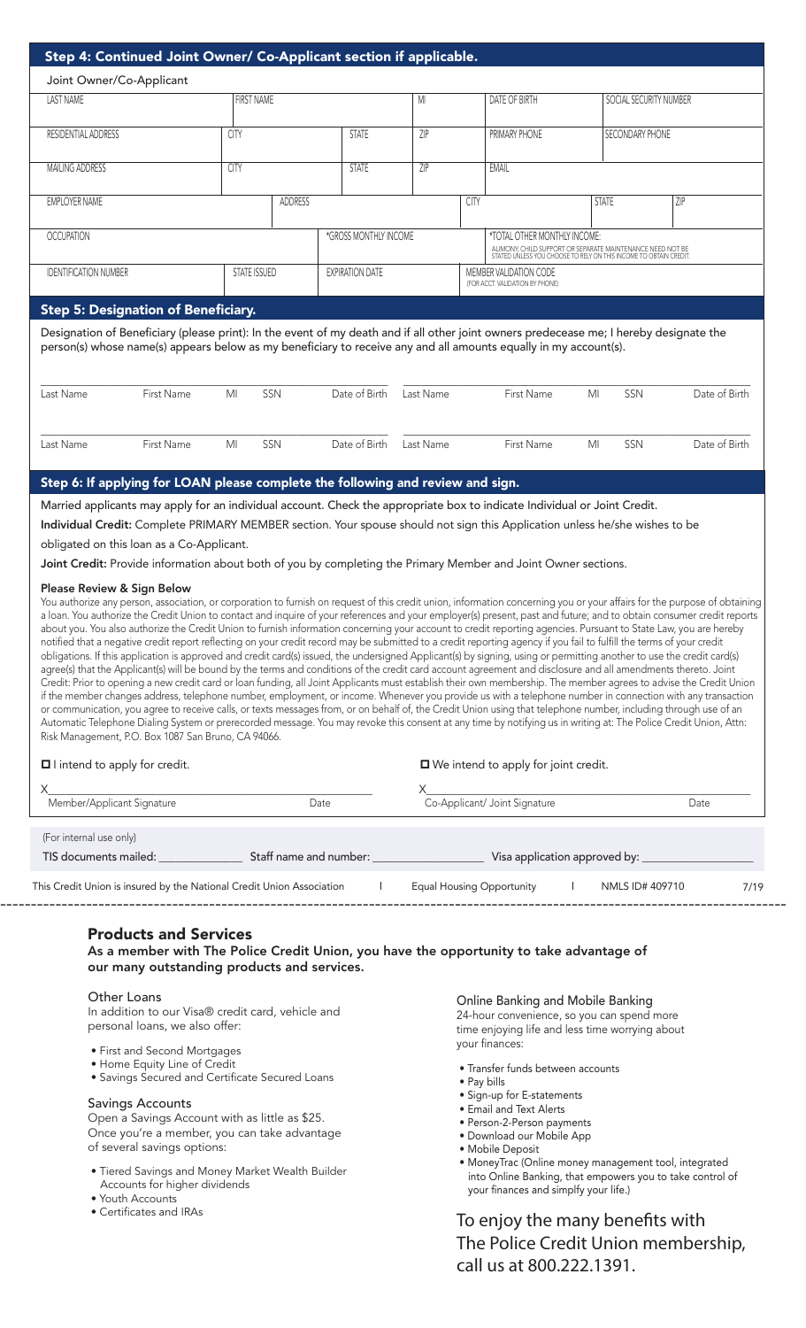## Step 4: Continued Joint Owner/ Co-Applicant section if applicable.

Joint Owner/Co-Applicant

| LAST NAME | FIRST NAME | | | MI | DATE OF BIRTH | SOCIAL SECURITY NUMBER | |
|---|---|---|---|---|---|---|---|
| RESIDENTIAL ADDRESS | CITY | | STATE | ZIP | PRIMARY PHONE | SECONDARY PHONE | |
| MAILING ADDRESS | CITY | | STATE | ZIP | EMAIL | | |
| EMPLOYER NAME | | ADDRESS | | | CITY | STATE | ZIP |
| OCCUPATION | | | *GROSS MONTHLY INCOME | | *TOTAL OTHER MONTHLY INCOME: ALIMONY, CHILD SUPPORT OR SEPARATE MAINTENANCE NEED NOT BE STATED UNLESS YOU CHOOSE TO RELY ON THIS INCOME TO OBTAIN CREDIT | | |
| IDENTIFICATION NUMBER | STATE ISSUED | | EXPIRATION DATE | | MEMBER VALIDATION CODE (FOR ACCT. VALIDATION BY PHONE) | | |

## Step 5: Designation of Beneficiary.

Designation of Beneficiary (please print): In the event of my death and if all other joint owners predecease me; I hereby designate the person(s) whose name(s) appears below as my beneficiary to receive any and all amounts equally in my account(s).

| Last Name | First Name | MI | SSN | Date of Birth | Last Name | First Name | MI | SSN | Date of Birth |
|---|---|---|---|---|---|---|---|---|---|
| | | | | | | | | | |
| Last Name | First Name | MI | SSN | Date of Birth | Last Name | First Name | MI | SSN | Date of Birth |

## Step 6: If applying for LOAN please complete the following and review and sign.

Married applicants may apply for an individual account. Check the appropriate box to indicate Individual or Joint Credit.

**Individual Credit:** Complete PRIMARY MEMBER section. Your spouse should not sign this Application unless he/she wishes to be obligated on this loan as a Co-Applicant.

**Joint Credit:** Provide information about both of you by completing the Primary Member and Joint Owner sections.

**Please Review & Sign Below**

You authorize any person, association, or corporation to furnish on request of this credit union, information concerning you or your affairs for the purpose of obtaining a loan. You authorize the Credit Union to contact and inquire of your references and your employer(s) present, past and future; and to obtain consumer credit reports about you. You also authorize the Credit Union to furnish information concerning your account to credit reporting agencies. Pursuant to State Law, you are hereby notified that a negative credit report reflecting on your credit record may be submitted to a credit reporting agency if you fail to fulfill the terms of your credit obligations. If this application is approved and credit card(s) issued, the undersigned Applicant(s) by signing, using or permitting another to use the credit card(s) agree(s) that the Applicant(s) will be bound by the terms and conditions of the credit card account agreement and disclosure and all amendments thereto. Joint Credit: Prior to opening a new credit card or loan funding, all Joint Applicants must establish their own membership. The member agrees to advise the Credit Union if the member changes address, telephone number, employment, or income. Whenever you provide us with a telephone number in connection with any transaction or communication, you agree to receive calls, or texts messages from, or on behalf of, the Credit Union using that telephone number, including through use of an Automatic Telephone Dialing System or prerecorded message. You may revoke this consent at any time by notifying us in writing at: The Police Credit Union, Attn: Risk Management, P.O. Box 1087 San Bruno, CA 94066.

☐ I intend to apply for credit. ☐ We intend to apply for joint credit.

X______________________________ Date ______

Member/Applicant Signature

X______________________________ Date ______

Co-Applicant/ Joint Signature

(For internal use only)

TIS documents mailed: ______________ Staff name and number: __________________ Visa application approved by: __________________

This Credit Union is insured by the National Credit Union Association | Equal Housing Opportunity | NMLS ID# 409710 7/19

## Products and Services

**As a member with The Police Credit Union, you have the opportunity to take advantage of our many outstanding products and services.**

### Other Loans

In addition to our Visa® credit card, vehicle and personal loans, we also offer:

- First and Second Mortgages
- Home Equity Line of Credit
- Savings Secured and Certificate Secured Loans

### Savings Accounts

Open a Savings Account with as little as $25. Once you're a member, you can take advantage of several savings options:

- Tiered Savings and Money Market Wealth Builder Accounts for higher dividends
- Youth Accounts
- Certificates and IRAs

### Online Banking and Mobile Banking

24-hour convenience, so you can spend more time enjoying life and less time worrying about your finances:

- Transfer funds between accounts
- Pay bills
- Sign-up for E-statements
- Email and Text Alerts
- Person-2-Person payments
- Download our Mobile App
- Mobile Deposit
- MoneyTrac (Online money management tool, integrated into Online Banking, that empowers you to take control of your finances and simplfy your life.)

To enjoy the many benefits with The Police Credit Union membership, call us at 800.222.1391.